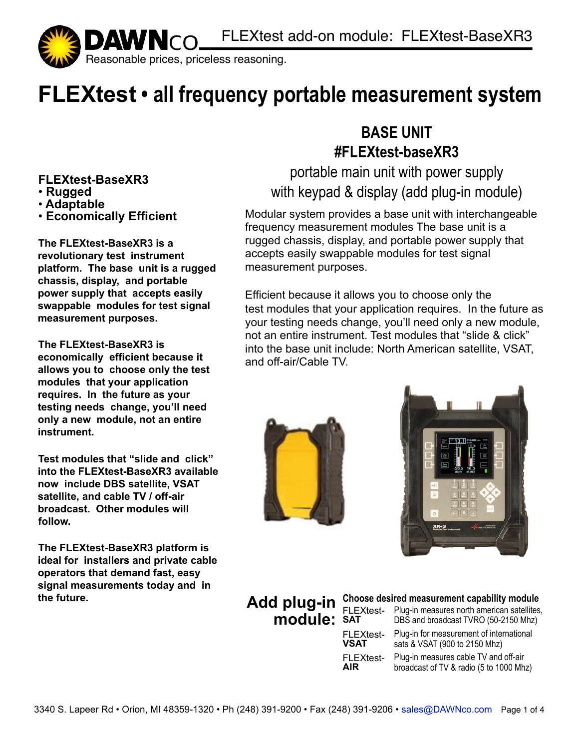DAWNco

Reasonable prices, priceless reasoning.

FLEXtest add-on module: FLEXtest-BaseXR3

# FLEXtest • all frequency portable measurement system

**FLEXtest-BaseXR3**
- **Rugged**
- **Adaptable**
- **Economically Efficient**

**The FLEXtest-BaseXR3 is a revolutionary test instrument platform. The base unit is a rugged chassis, display, and portable power supply that accepts easily swappable modules for test signal measurement purposes.**

**The FLEXtest-BaseXR3 is economically efficient because it allows you to choose only the test modules that your application requires. In the future as your testing needs change, you'll need only a new module, not an entire instrument.**

**Test modules that "slide and click" into the FLEXtest-BaseXR3 available now include DBS satellite, VSAT satellite, and cable TV / off-air broadcast. Other modules will follow.**

**The FLEXtest-BaseXR3 platform is ideal for installers and private cable operators that demand fast, easy signal measurements today and in the future.**

## BASE UNIT
## #FLEXtest-baseXR3

portable main unit with power supply
with keypad & display (add plug-in module)

Modular system provides a base unit with interchangeable frequency measurement modules The base unit is a rugged chassis, display, and portable power supply that accepts easily swappable modules for test signal measurement purposes.

Efficient because it allows you to choose only the test modules that your application requires. In the future as your testing needs change, you'll need only a new module, not an entire instrument. Test modules that "slide & click" into the base unit include: North American satellite, VSAT, and off-air/Cable TV.

## Add plug-in module:

**Choose desired measurement capability module**

| Module | Description |
|---|---|
| FLEXtest-**SAT** | Plug-in measures north american satellites, DBS and broadcast TVRO (50-2150 Mhz) |
| FLEXtest-**VSAT** | Plug-in for measurement of international sats & VSAT (900 to 2150 Mhz) |
| FLEXtest-**AIR** | Plug-in measures cable TV and off-air broadcast of TV & radio (5 to 1000 Mhz) |

3340 S. Lapeer Rd • Orion, MI 48359-1320 • Ph (248) 391-9200 • Fax (248) 391-9206 • sales@DAWNco.com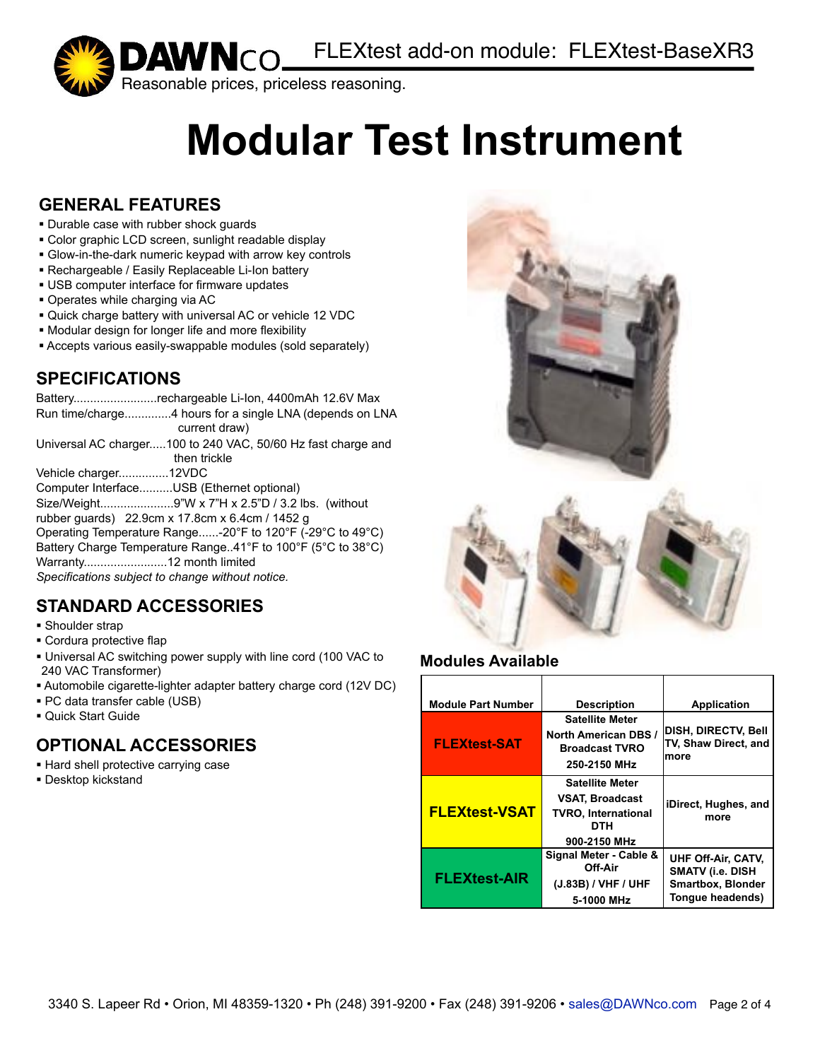# Modular Test Instrument

FLEXtest add-on module: FLEXtest-BaseXR3

## GENERAL FEATURES

- Durable case with rubber shock guards
- Color graphic LCD screen, sunlight readable display
- Glow-in-the-dark numeric keypad with arrow key controls
- Rechargeable / Easily Replaceable Li-Ion battery
- USB computer interface for firmware updates
- Operates while charging via AC
- Quick charge battery with universal AC or vehicle 12 VDC
- Modular design for longer life and more flexibility
- Accepts various easily-swappable modules (sold separately)

## SPECIFICATIONS

Battery.........................rechargeable Li-Ion, 4400mAh 12.6V Max
Run time/charge.............4 hours for a single LNA (depends on LNA current draw)
Universal AC charger.....100 to 240 VAC, 50/60 Hz fast charge and then trickle
Vehicle charger...............12VDC
Computer Interface..........USB (Ethernet optional)
Size/Weight......................9"W x 7"H x 2.5"D / 3.2 lbs. (without rubber guards) 22.9cm x 17.8cm x 6.4cm / 1452 g
Operating Temperature Range......-20°F to 120°F (-29°C to 49°C)
Battery Charge Temperature Range..41°F to 100°F (5°C to 38°C)
Warranty.........................12 month limited
*Specifications subject to change without notice.*

## STANDARD ACCESSORIES

- Shoulder strap
- Cordura protective flap
- Universal AC switching power supply with line cord (100 VAC to 240 VAC Transformer)
- Automobile cigarette-lighter adapter battery charge cord (12V DC)
- PC data transfer cable (USB)
- Quick Start Guide

## OPTIONAL ACCESSORIES

- Hard shell protective carrying case
- Desktop kickstand

### Modules Available

| Module Part Number | Description | Application |
|---|---|---|
| **FLEXtest-SAT** | **Satellite Meter North American DBS / Broadcast TVRO 250-2150 MHz** | **DISH, DIRECTV, Bell TV, Shaw Direct, and more** |
| **FLEXtest-VSAT** | **Satellite Meter VSAT, Broadcast TVRO, International DTH 900-2150 MHz** | **iDirect, Hughes, and more** |
| **FLEXtest-AIR** | **Signal Meter - Cable & Off-Air (J.83B) / VHF / UHF 5-1000 MHz** | **UHF Off-Air, CATV, SMATV (i.e. DISH Smartbox, Blonder Tongue headends)** |

3340 S. Lapeer Rd • Orion, MI 48359-1320 • Ph (248) 391-9200 • Fax (248) 391-9206 • sales@DAWNco.com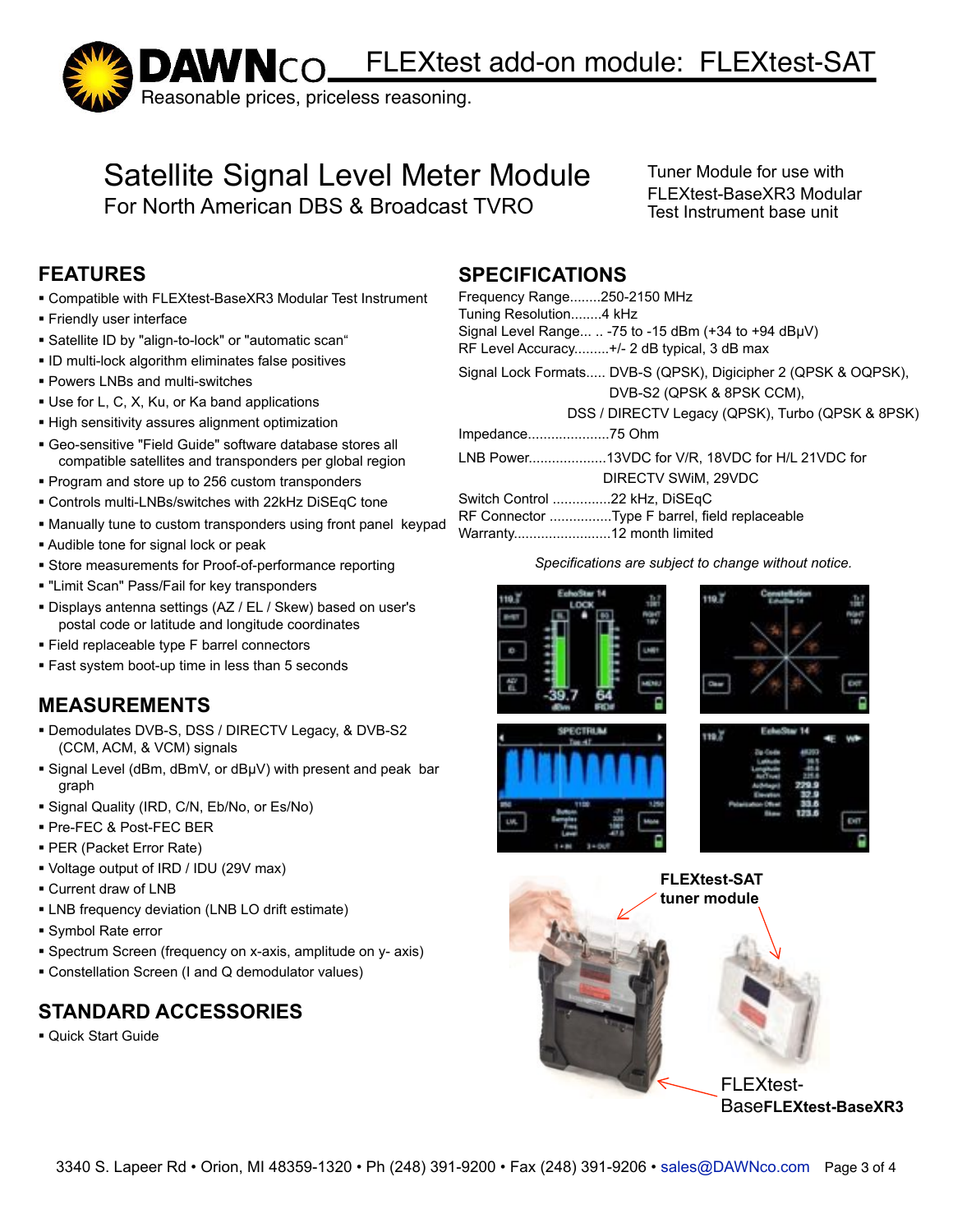DAWNco — Reasonable prices, priceless reasoning.

# FLEXtest add-on module: FLEXtest-SAT

# Satellite Signal Level Meter Module

For North American DBS & Broadcast TVRO

Tuner Module for use with FLEXtest-BaseXR3 Modular Test Instrument base unit

## FEATURES

- Compatible with FLEXtest-BaseXR3 Modular Test Instrument
- Friendly user interface
- Satellite ID by "align-to-lock" or "automatic scan"
- ID multi-lock algorithm eliminates false positives
- Powers LNBs and multi-switches
- Use for L, C, X, Ku, or Ka band applications
- High sensitivity assures alignment optimization
- Geo-sensitive "Field Guide" software database stores all compatible satellites and transponders per global region
- Program and store up to 256 custom transponders
- Controls multi-LNBs/switches with 22kHz DiSEqC tone
- Manually tune to custom transponders using front panel keypad
- Audible tone for signal lock or peak
- Store measurements for Proof-of-performance reporting
- "Limit Scan" Pass/Fail for key transponders
- Displays antenna settings (AZ / EL / Skew) based on user's postal code or latitude and longitude coordinates
- Field replaceable type F barrel connectors
- Fast system boot-up time in less than 5 seconds

## MEASUREMENTS

- Demodulates DVB-S, DSS / DIRECTV Legacy, & DVB-S2 (CCM, ACM, & VCM) signals
- Signal Level (dBm, dBmV, or dBµV) with present and peak bar graph
- Signal Quality (IRD, C/N, Eb/No, or Es/No)
- Pre-FEC & Post-FEC BER
- PER (Packet Error Rate)
- Voltage output of IRD / IDU (29V max)
- Current draw of LNB
- LNB frequency deviation (LNB LO drift estimate)
- Symbol Rate error
- Spectrum Screen (frequency on x-axis, amplitude on y- axis)
- Constellation Screen (I and Q demodulator values)

## STANDARD ACCESSORIES

- Quick Start Guide

## SPECIFICATIONS

Frequency Range........250-2150 MHz
Tuning Resolution........4 kHz
Signal Level Range... .. -75 to -15 dBm (+34 to +94 dBµV)
RF Level Accuracy.........+/- 2 dB typical, 3 dB max

Signal Lock Formats..... DVB-S (QPSK), Digicipher 2 (QPSK & OQPSK), DVB-S2 (QPSK & 8PSK CCM), DSS / DIRECTV Legacy (QPSK), Turbo (QPSK & 8PSK)

Impedance.....................75 Ohm

LNB Power....................13VDC for V/R, 18VDC for H/L 21VDC for DIRECTV SWiM, 29VDC

Switch Control ...............22 kHz, DiSEqC
RF Connector ................Type F barrel, field replaceable
Warranty.........................12 month limited

*Specifications are subject to change without notice.*

FLEXtest-SAT tuner module

FLEXtest-Base**FLEXtest-BaseXR3**

3340 S. Lapeer Rd • Orion, MI 48359-1320 • Ph (248) 391-9200 • Fax (248) 391-9206 • sales@DAWNco.com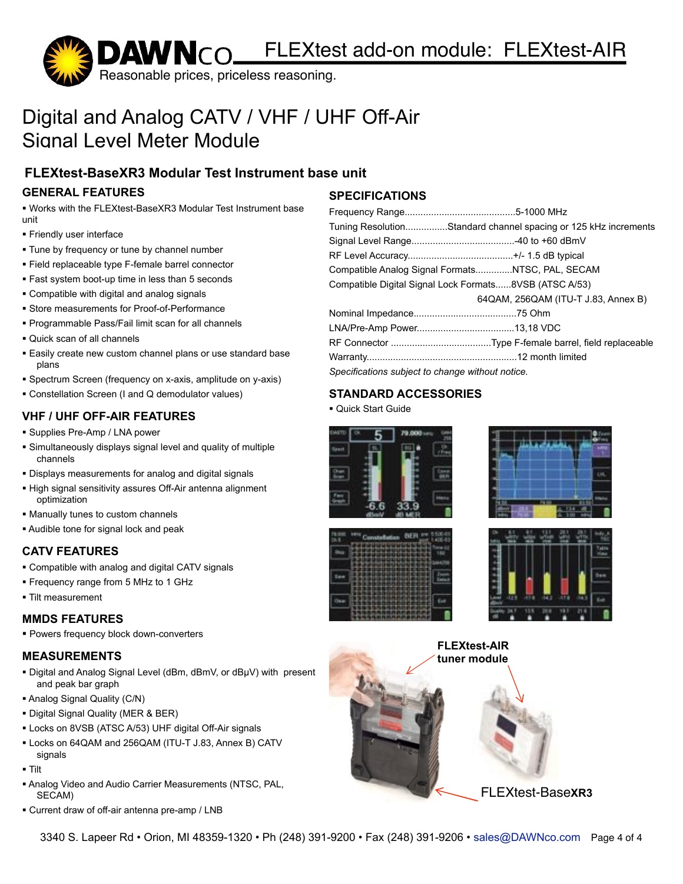DAWNco

FLEXtest add-on module: FLEXtest-AIR

Reasonable prices, priceless reasoning.

# Digital and Analog CATV / VHF / UHF Off-Air Signal Level Meter Module

## FLEXtest-BaseXR3 Modular Test Instrument base unit

### GENERAL FEATURES

- Works with the FLEXtest-BaseXR3 Modular Test Instrument base unit
- Friendly user interface
- Tune by frequency or tune by channel number
- Field replaceable type F-female barrel connector
- Fast system boot-up time in less than 5 seconds
- Compatible with digital and analog signals
- Store measurements for Proof-of-Performance
- Programmable Pass/Fail limit scan for all channels
- Quick scan of all channels
- Easily create new custom channel plans or use standard base plans
- Spectrum Screen (frequency on x-axis, amplitude on y-axis)
- Constellation Screen (I and Q demodulator values)

### VHF / UHF OFF-AIR FEATURES

- Supplies Pre-Amp / LNA power
- Simultaneously displays signal level and quality of multiple channels
- Displays measurements for analog and digital signals
- High signal sensitivity assures Off-Air antenna alignment optimization
- Manually tunes to custom channels
- Audible tone for signal lock and peak

### CATV FEATURES

- Compatible with analog and digital CATV signals
- Frequency range from 5 MHz to 1 GHz
- Tilt measurement

### MMDS FEATURES

- Powers frequency block down-converters

### MEASUREMENTS

- Digital and Analog Signal Level (dBm, dBmV, or dBµV) with present and peak bar graph
- Analog Signal Quality (C/N)
- Digital Signal Quality (MER & BER)
- Locks on 8VSB (ATSC A/53) UHF digital Off-Air signals
- Locks on 64QAM and 256QAM (ITU-T J.83, Annex B) CATV signals
- Tilt
- Analog Video and Audio Carrier Measurements (NTSC, PAL, SECAM)
- Current draw of off-air antenna pre-amp / LNB

### SPECIFICATIONS

Frequency Range..........................................5-1000 MHz
Tuning Resolution................Standard channel spacing or 125 kHz increments
Signal Level Range.......................................-40 to +60 dBmV
RF Level Accuracy........................................+/- 1.5 dB typical
Compatible Analog Signal Formats..............NTSC, PAL, SECAM
Compatible Digital Signal Lock Formats......8VSB (ATSC A/53)
64QAM, 256QAM (ITU-T J.83, Annex B)
Nominal Impedance.......................................75 Ohm
LNA/Pre-Amp Power.....................................13,18 VDC
RF Connector ......................................Type F-female barrel, field replaceable
Warranty.........................................................12 month limited

*Specifications subject to change without notice.*

### STANDARD ACCESSORIES

- Quick Start Guide

FLEXtest-AIR tuner module

FLEXtest-BaseXR3

3340 S. Lapeer Rd • Orion, MI 48359-1320 • Ph (248) 391-9200 • Fax (248) 391-9206 • sales@DAWNco.com